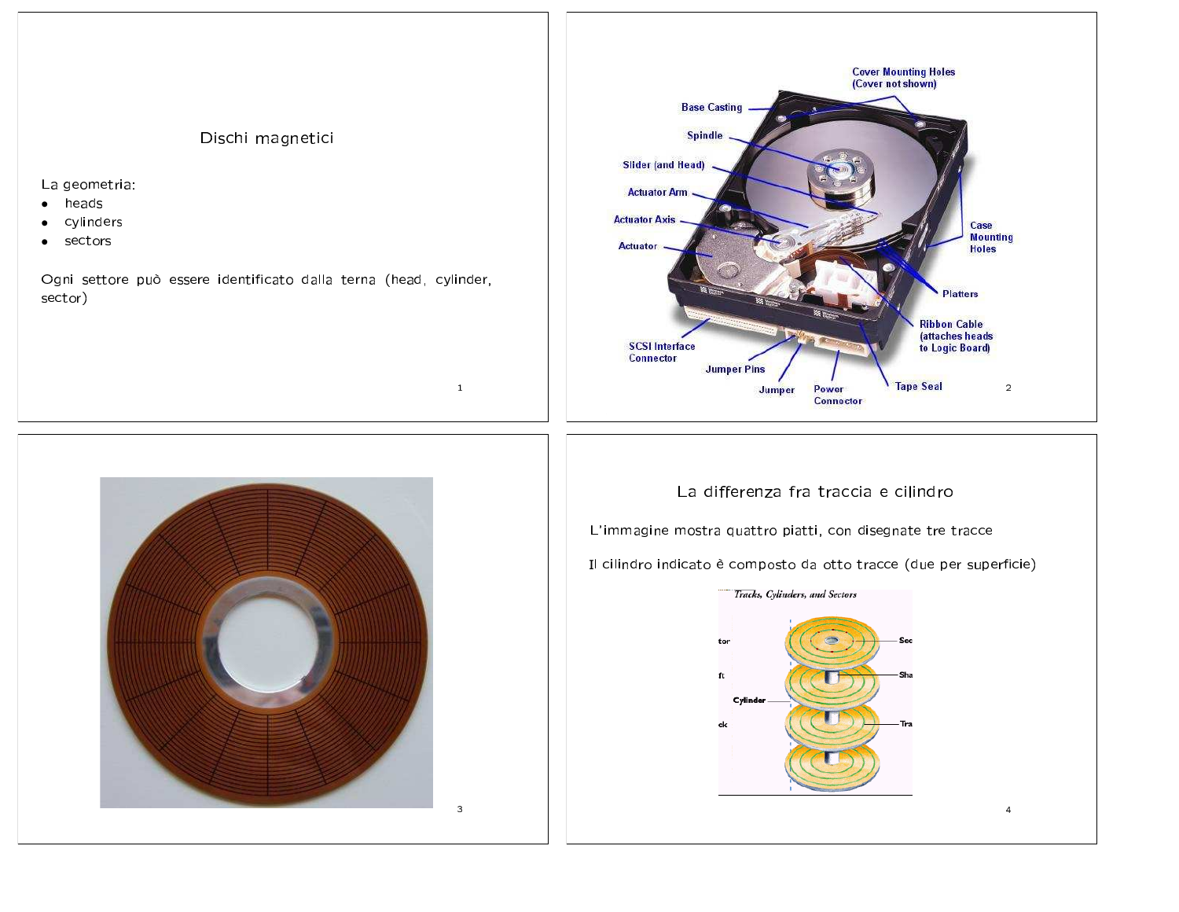# Dischi magnetici

La geometria:

- heads
- cylinders
- sectors

Ogni settore può essere identificato dalla terna (head, cylinder, sector)

## La differenza fra traccia e cilindro

L'immagine mostra quattro piatti, con disegnate tre tracce

Il cilindro indicato è composto da otto tracce (due per superficie)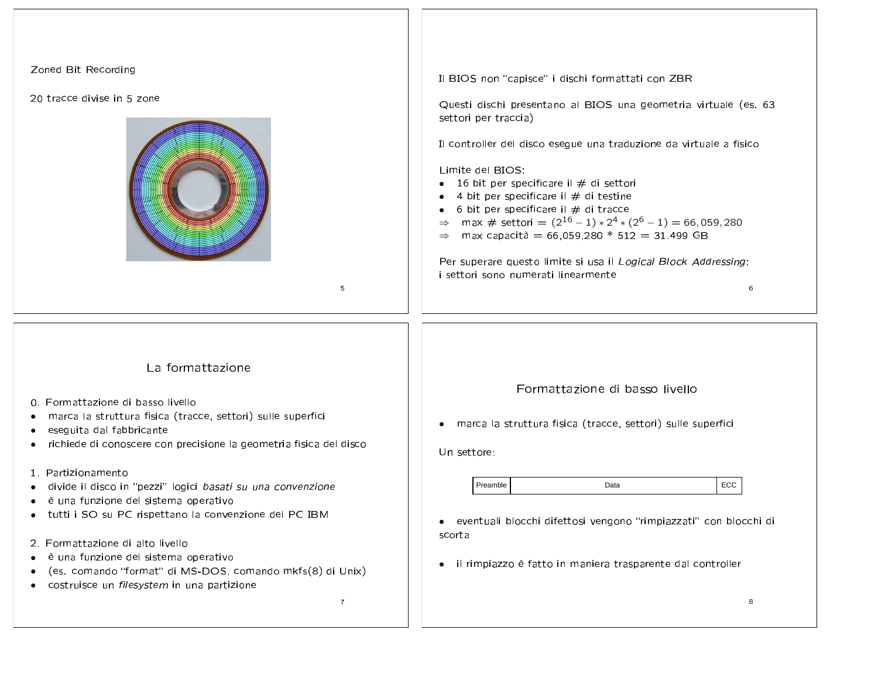Zoned Bit Recording

20 tracce divise in 5 zone

Il BIOS non "capisce" i dischi formattati con ZBR

Questi dischi presentano al BIOS una geometria virtuale (es. 63 settori per traccia)

Il controller del disco esegue una traduzione da virtuale a fisico

Limite del BIOS:

- 16 bit per specificare il # di settori
- 4 bit per specificare il # di testine
- 6 bit per specificare il # di tracce

$\Rightarrow$ max # settori $= (2^{16} - 1) * 2^4 * (2^6 - 1) = 66,059,280$

$\Rightarrow$ max capacità = 66,059,280 * 512 = 31.499 GB

Per superare questo limite si usa il *Logical Block Addressing*: i settori sono numerati linearmente

## La formattazione

0. Formattazione di basso livello
- marca la struttura fisica (tracce, settori) sulle superfici
- eseguita dal fabbricante
- richiede di conoscere con precisione la geometria fisica del disco

1. Partizionamento
- divide il disco in "pezzi" logici *basati su una convenzione*
- è una funzione del sistema operativo
- tutti i SO su PC rispettano la convenzione del PC IBM

2. Formattazione di alto livello
- è una funzione del sistema operativo
- (es. comando "format" di MS-DOS, comando mkfs(8) di Unix)
- costruisce un *filesystem* in una partizione

## Formattazione di basso livello

- marca la struttura fisica (tracce, settori) sulle superfici

Un settore:

| Preamble | Data | ECC |
|---|---|---|

- eventuali blocchi difettosi vengono "rimpiazzati" con blocchi di scorta

- il rimpiazzo è fatto in maniera trasparente dal controller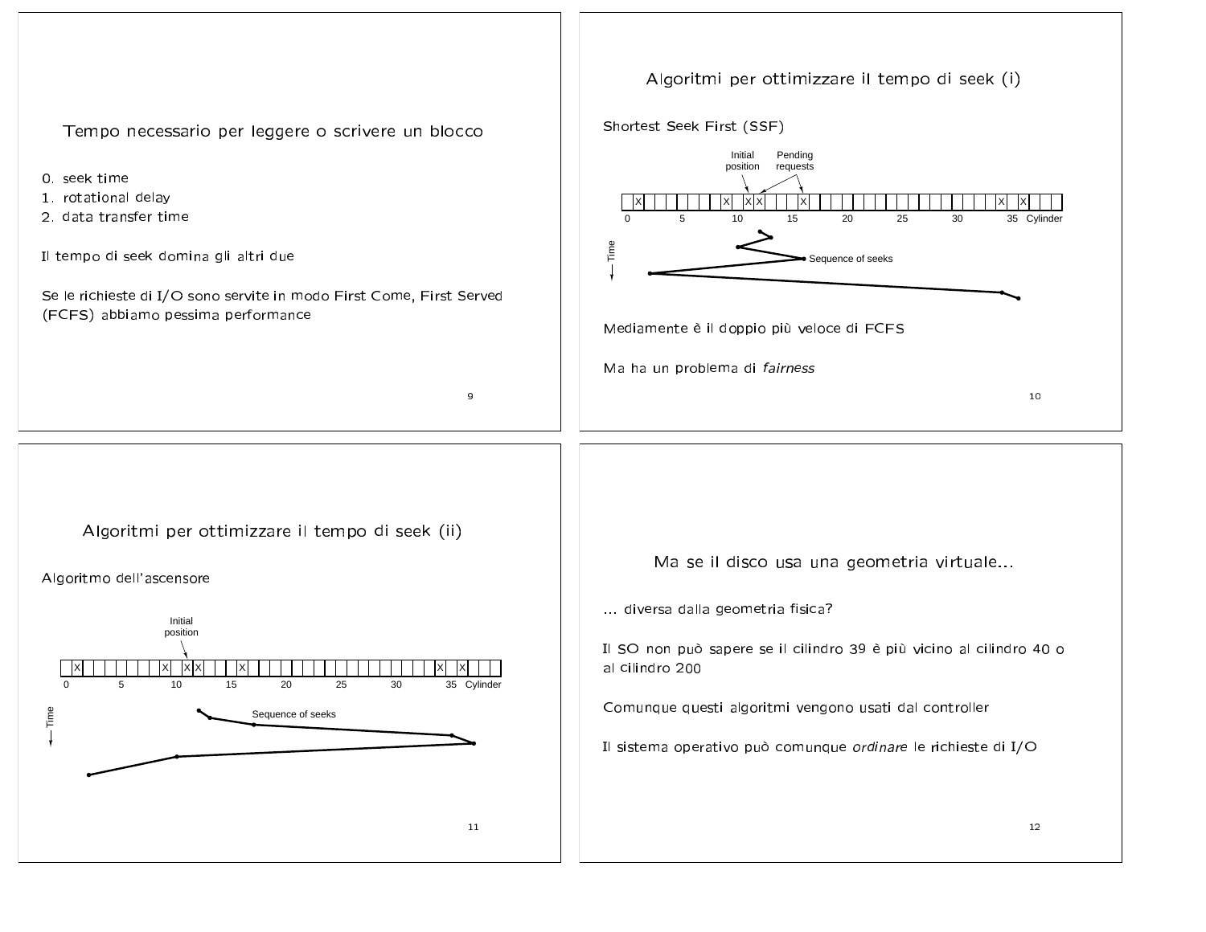## Tempo necessario per leggere o scrivere un blocco

0. seek time
1. rotational delay
2. data transfer time

Il tempo di seek domina gli altri due

Se le richieste di I/O sono servite in modo First Come, First Served (FCFS) abbiamo pessima performance

## Algoritmi per ottimizzare il tempo di seek (i)

Shortest Seek First (SSF)

Initial position — Pending requests

Cylinder: 0, 5, 10, 15, 20, 25, 30, 35

Time — Sequence of seeks

Mediamente è il doppio più veloce di FCFS

Ma ha un problema di *fairness*

## Algoritmi per ottimizzare il tempo di seek (ii)

Algoritmo dell'ascensore

Initial position

Cylinder: 0, 5, 10, 15, 20, 25, 30, 35

Time — Sequence of seeks

## Ma se il disco usa una geometria virtuale...

... diversa dalla geometria fisica?

Il SO non può sapere se il cilindro 39 è più vicino al cilindro 40 o al cilindro 200

Comunque questi algoritmi vengono usati dal controller

Il sistema operativo può comunque *ordinare* le richieste di I/O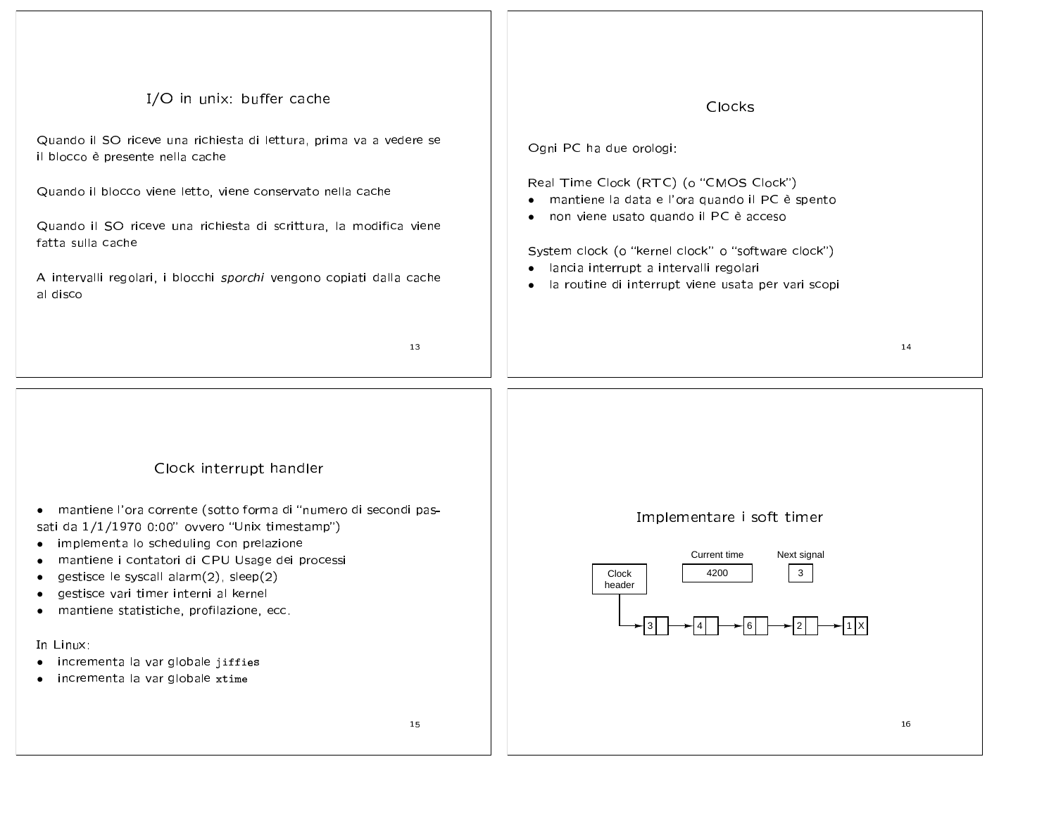## I/O in unix: buffer cache

Quando il SO riceve una richiesta di lettura, prima va a vedere se il blocco è presente nella cache

Quando il blocco viene letto, viene conservato nella cache

Quando il SO riceve una richiesta di scrittura, la modifica viene fatta sulla cache

A intervalli regolari, i blocchi *sporchi* vengono copiati dalla cache al disco

## Clocks

Ogni PC ha due orologi:

Real Time Clock (RTC) (o "CMOS Clock")

- mantiene la data e l'ora quando il PC è spento
- non viene usato quando il PC è acceso

System clock (o "kernel clock" o "software clock")

- lancia interrupt a intervalli regolari
- la routine di interrupt viene usata per vari scopi

## Clock interrupt handler

- mantiene l'ora corrente (sotto forma di "numero di secondi passati da 1/1/1970 0:00" ovvero "Unix timestamp")
- implementa lo scheduling con prelazione
- mantiene i contatori di CPU Usage dei processi
- gestisce le syscall alarm(2), sleep(2)
- gestisce vari timer interni al kernel
- mantiene statistiche, profilazione, ecc.

In Linux:

- incrementa la var globale `jiffies`
- incrementa la var globale `xtime`

## Implementare i soft timer

Current time: 4200

Next signal: 3

Clock header → 3 → 4 → 6 → 2 → 1 X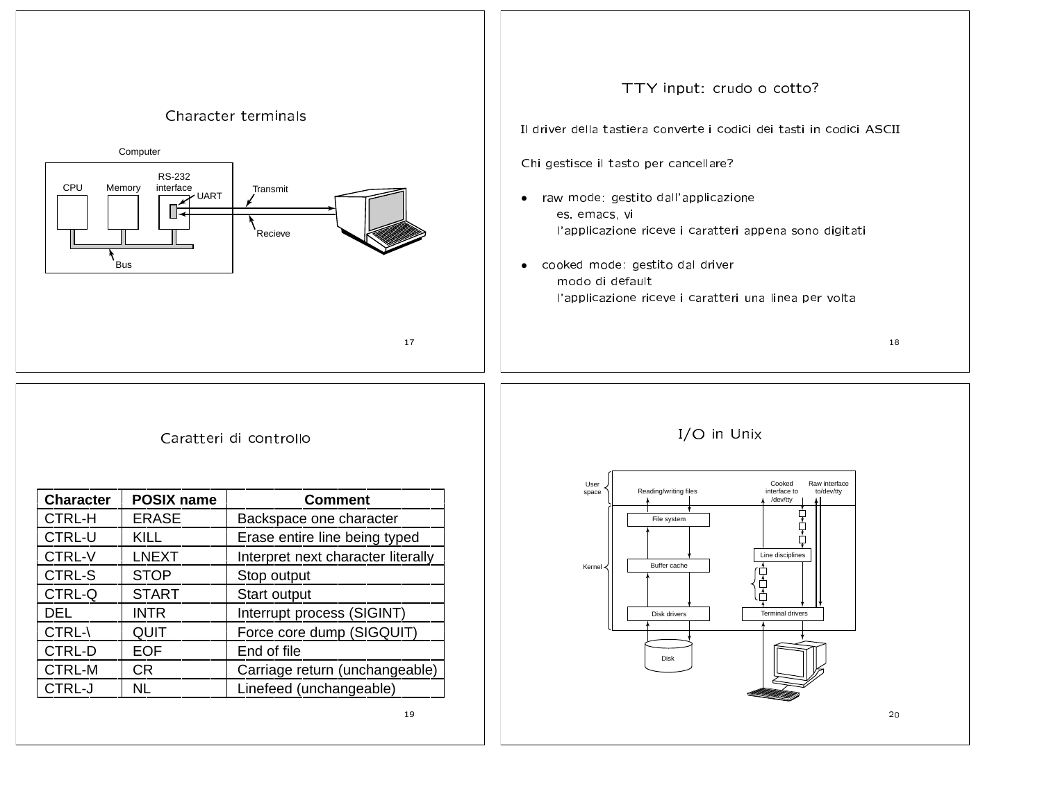## Character terminals

Computer

CPU | Memory | RS-232 interface | UART | Transmit | Recieve | Bus

## TTY input: crudo o cotto?

Il driver della tastiera converte i codici dei tasti in codici ASCII

Chi gestisce il tasto per cancellare?

- raw mode: gestito dall'applicazione
  es. emacs, vi
  l'applicazione riceve i caratteri appena sono digitati

- cooked mode: gestito dal driver
  modo di default
  l'applicazione riceve i caratteri una linea per volta

## Caratteri di controllo

| Character | POSIX name | Comment |
|---|---|---|
| CTRL-H | ERASE | Backspace one character |
| CTRL-U | KILL | Erase entire line being typed |
| CTRL-V | LNEXT | Interpret next character literally |
| CTRL-S | STOP | Stop output |
| CTRL-Q | START | Start output |
| DEL | INTR | Interrupt process (SIGINT) |
| CTRL-\ | QUIT | Force core dump (SIGQUIT) |
| CTRL-D | EOF | End of file |
| CTRL-M | CR | Carriage return (unchangeable) |
| CTRL-J | NL | Linefeed (unchangeable) |

## I/O in Unix

User space: Reading/writing files; Cooked interface to /dev/tty; Raw interface to/dev/tty

Kernel: File system; Buffer cache; Disk drivers; Line disciplines; Terminal drivers

Disk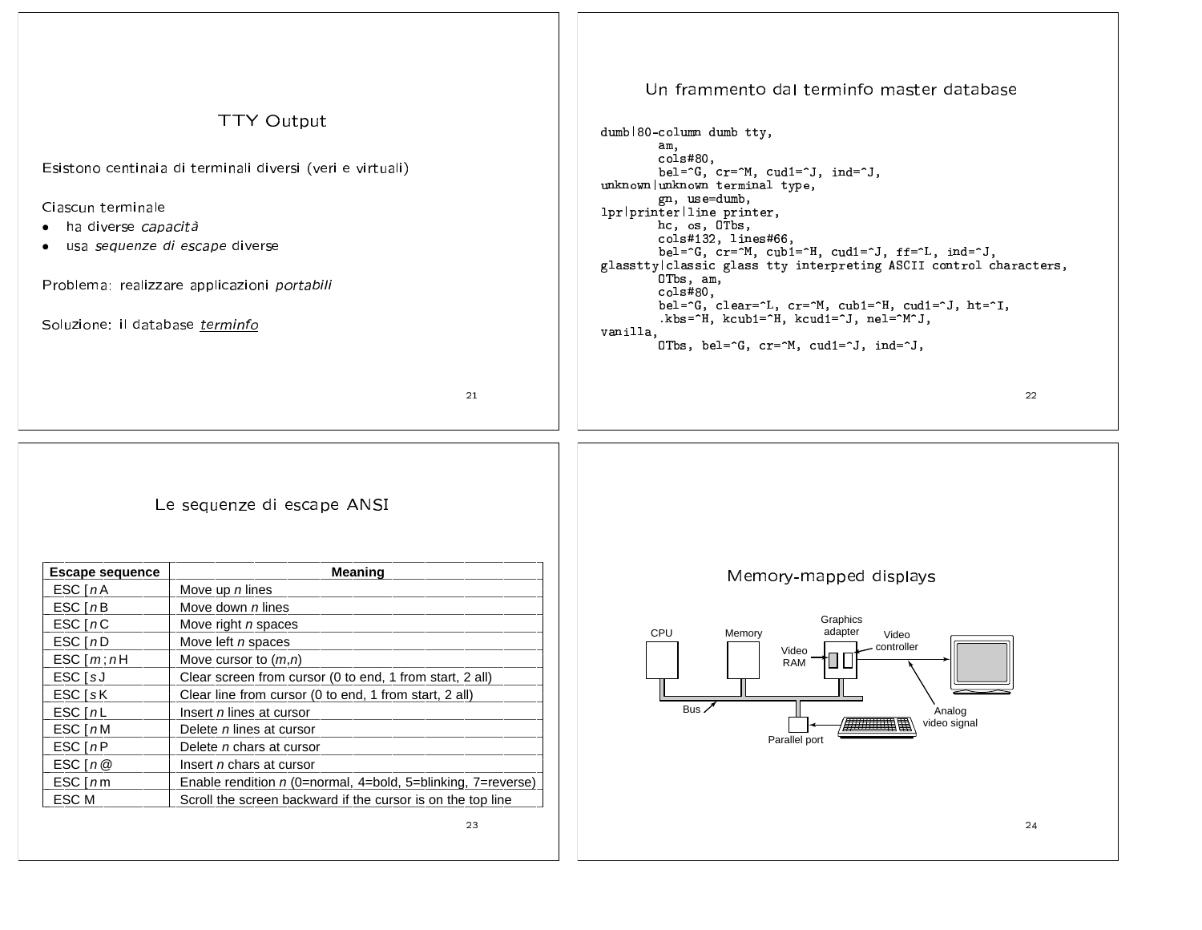## TTY Output

Esistono centinaia di terminali diversi (veri e virtuali)

Ciascun terminale

- ha diverse *capacità*
- usa *sequenze di escape* diverse

Problema: realizzare applicazioni *portabili*

Soluzione: il database *terminfo*

## Un frammento dal terminfo master database

```
dumb|80-column dumb tty,
        am,
        cols#80,
        bel=^G, cr=^M, cud1=^J, ind=^J,
unknown|unknown terminal type,
        gn, use=dumb,
lpr|printer|line printer,
        hc, os, OTbs,
        cols#132, lines#66,
        bel=^G, cr=^M, cub1=^H, cud1=^J, ff=^L, ind=^J,
glasstty|classic glass tty interpreting ASCII control characters,
        OTbs, am,
        cols#80,
        bel=^G, clear=^L, cr=^M, cub1=^H, cud1=^J, ht=^I,
        .kbs=^H, kcub1=^H, kcud1=^J, nel=^M^J,
vanilla,
        OTbs, bel=^G, cr=^M, cud1=^J, ind=^J,
```

## Le sequenze di escape ANSI

| Escape sequence | Meaning |
|---|---|
| ESC [ *n* A | Move up *n* lines |
| ESC [ *n* B | Move down *n* lines |
| ESC [ *n* C | Move right *n* spaces |
| ESC [ *n* D | Move left *n* spaces |
| ESC [ *m* ; *n* H | Move cursor to (*m*,*n*) |
| ESC [ *s* J | Clear screen from cursor (0 to end, 1 from start, 2 all) |
| ESC [ *s* K | Clear line from cursor (0 to end, 1 from start, 2 all) |
| ESC [ *n* L | Insert *n* lines at cursor |
| ESC [ *n* M | Delete *n* lines at cursor |
| ESC [ *n* P | Delete *n* chars at cursor |
| ESC [ *n* @ | Insert *n* chars at cursor |
| ESC [ *n* m | Enable rendition *n* (0=normal, 4=bold, 5=blinking, 7=reverse) |
| ESC M | Scroll the screen backward if the cursor is on the top line |

## Memory-mapped displays

CPU, Memory, Graphics adapter, Video RAM, Video controller, Bus, Parallel port, Analog video signal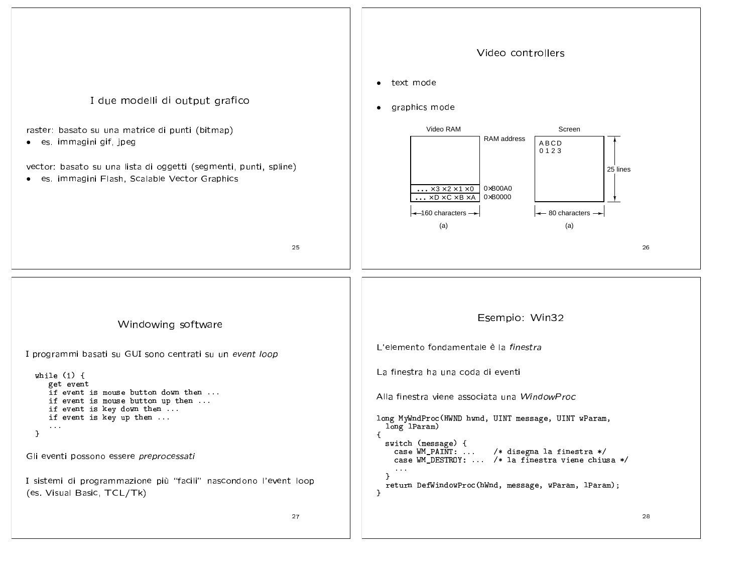## I due modelli di output grafico

raster: basato su una matrice di punti (bitmap)

- es. immagini gif, jpeg

vector: basato su una lista di oggetti (segmenti, punti, spline)

- es. immagini Flash, Scalable Vector Graphics

## Video controllers

- text mode
- graphics mode

Video RAM — RAM address

| | |
|---|---|
| ... ×3 ×2 ×1 ×0 | 0×B00A0 |
| ... ×D ×C ×B ×A | 0×B0000 |

160 characters

(a)

Screen

A B C D
0 1 2 3

25 lines

80 characters

(a)

## Windowing software

I programmi basati su GUI sono centrati su un *event loop*

```
while (1) {
   get event
   if event is mouse button down then ...
   if event is mouse button up then ...
   if event is key down then ...
   if event is key up then ...
   ...
}
```

Gli eventi possono essere *preprocessati*

I sistemi di programmazione più "facili" nascondono l'event loop (es. Visual Basic, TCL/Tk)

## Esempio: Win32

L'elemento fondamentale è la *finestra*

La finestra ha una coda di eventi

Alla finestra viene associata una *WindowProc*

```
long MyWndProc(HWND hwnd, UINT message, UINT wParam,
  long lParam)
{
  switch (message) {
    case WM_PAINT: ...     /* disegna la finestra */
    case WM_DESTROY: ...   /* la finestra viene chiusa */
    ...
  }
  return DefWindowProc(hWnd, message, wParam, lParam);
}
```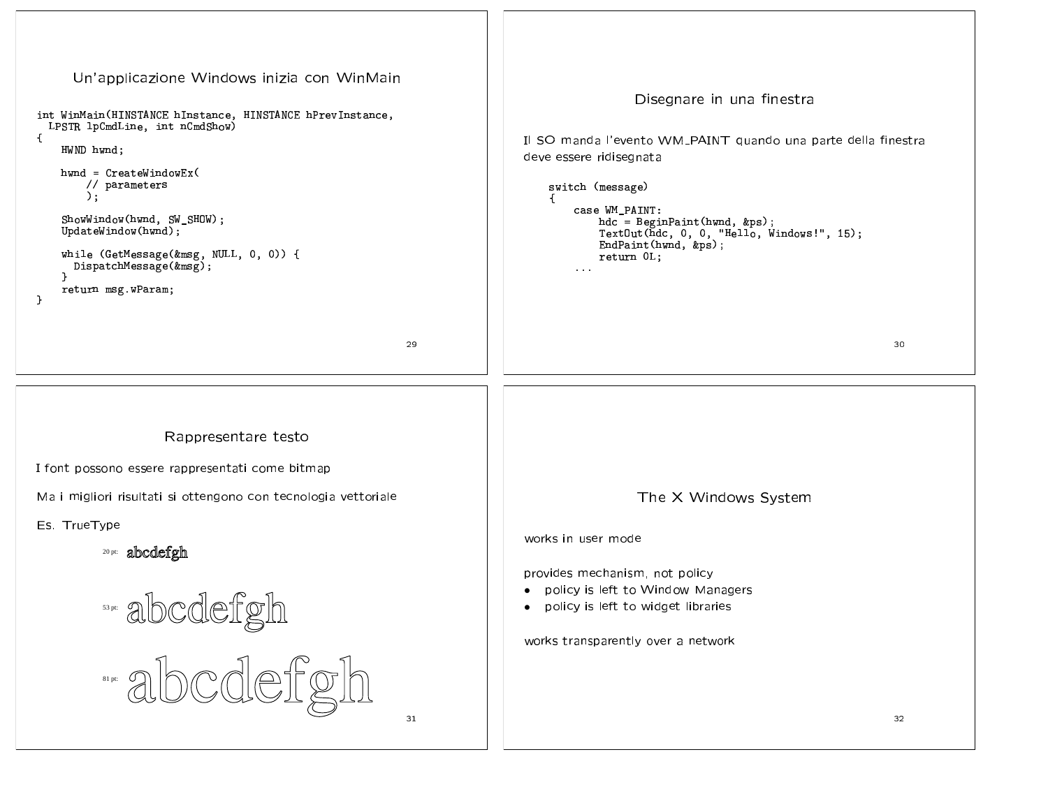## Un'applicazione Windows inizia con WinMain

```
int WinMain(HINSTANCE hInstance, HINSTANCE hPrevInstance,
  LPSTR lpCmdLine, int nCmdShow)
{
    HWND hwnd;

    hwnd = CreateWindowEx(
        // parameters
        );

    ShowWindow(hwnd, SW_SHOW);
    UpdateWindow(hwnd);

    while (GetMessage(&msg, NULL, 0, 0)) {
      DispatchMessage(&msg);
    }
    return msg.wParam;
}
```

## Disegnare in una finestra

Il SO manda l'evento WM_PAINT quando una parte della finestra deve essere ridisegnata

```
switch (message)
{
    case WM_PAINT:
        hdc = BeginPaint(hwnd, &ps);
        TextOut(hdc, 0, 0, "Hello, Windows!", 15);
        EndPaint(hwnd, &ps);
        return 0L;
    ...
```

## Rappresentare testo

I font possono essere rappresentati come bitmap

Ma i migliori risultati si ottengono con tecnologia vettoriale

Es. TrueType

20 pt: abcdefgh

53 pt: abcdefgh

81 pt: abcdefgh

## The X Windows System

works in user mode

provides mechanism, not policy

- policy is left to Window Managers
- policy is left to widget libraries

works transparently over a network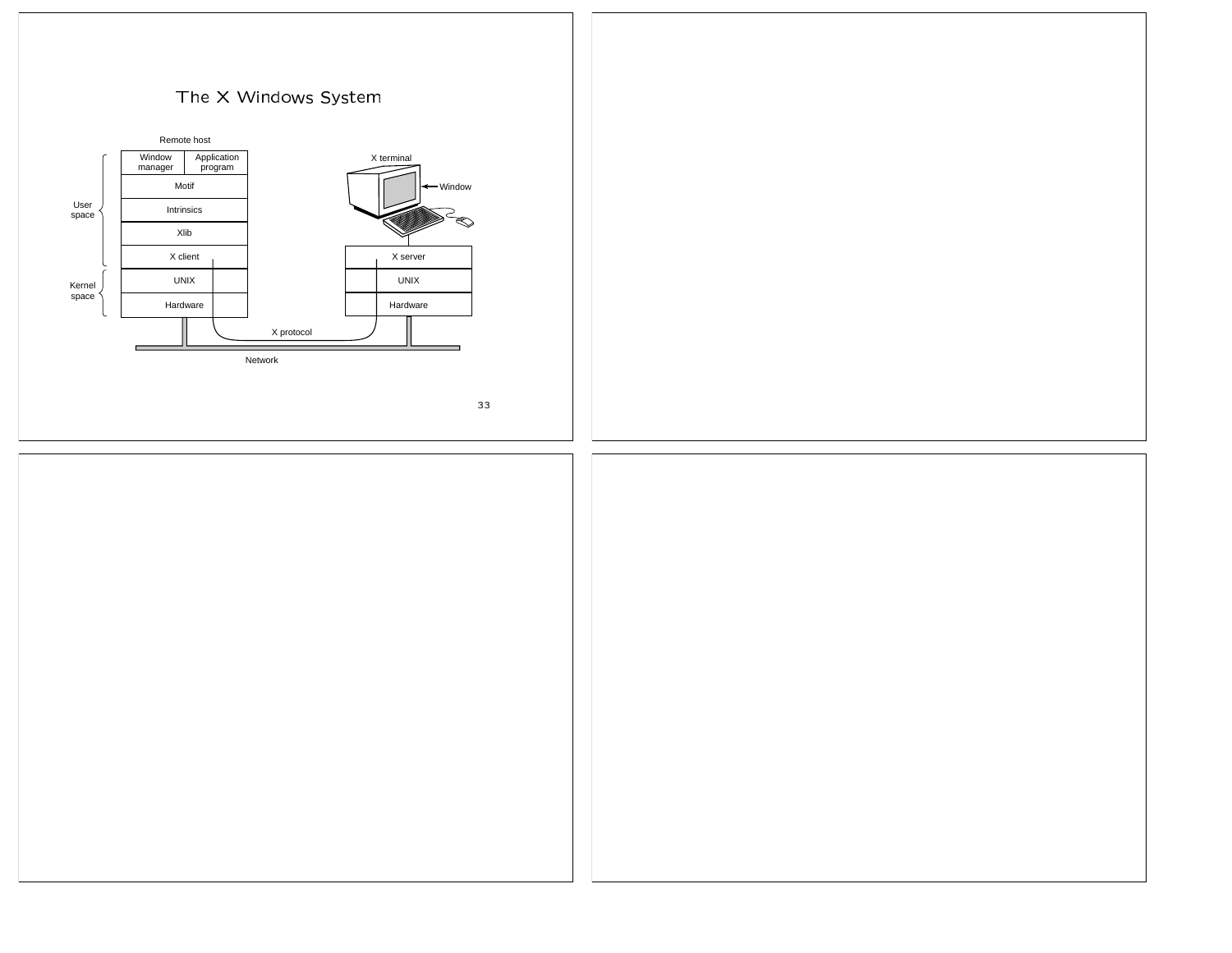## The X Windows System

Remote host

Window manager

Application program

Motif

Intrinsics

Xlib

X client

UNIX

Hardware

User space

Kernel space

X terminal

Window

X server

UNIX

Hardware

X protocol

Network